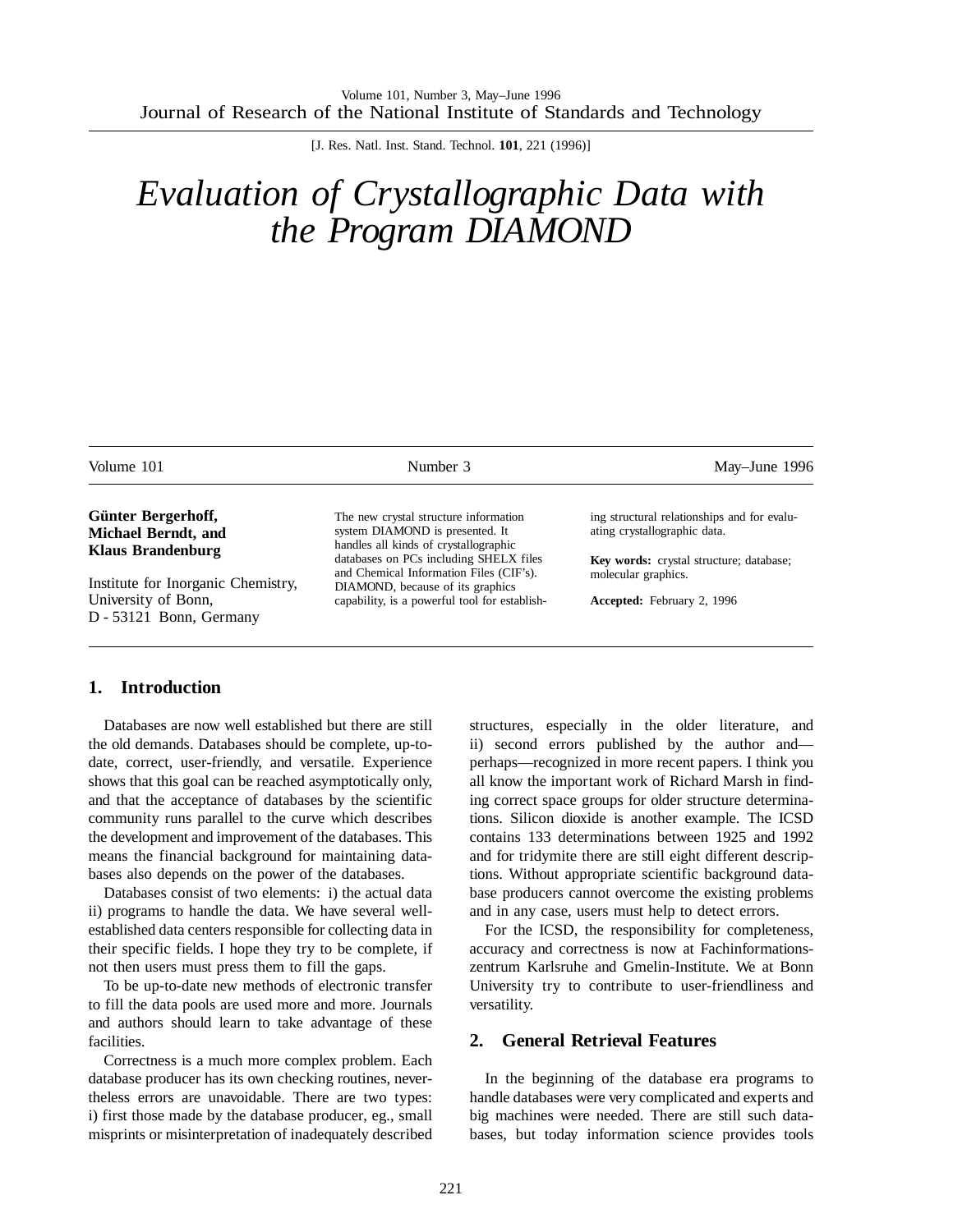# Evaluation of Crystallographic Data with the Program DIAMOND

**Günter Bergerhoff, Michael Berndt, and Klaus Brandenburg**

Institute for Inorganic Chemistry, University of Bonn, D - 53121 Bonn, Germany

The new crystal structure information system DIAMOND is presented. It handles all kinds of crystallographic databases on PCs including SHELX files and Chemical Information Files (CIF's). DIAMOND, because of its graphics capability, is a powerful tool for establishing structural relationships and for evaluating crystallographic data.

**Key words:** crystal structure; database; molecular graphics.

**Accepted:** February 2, 1996

## 1. Introduction

Databases are now well established but there are still the old demands. Databases should be complete, up-to-date, correct, user-friendly, and versatile. Experience shows that this goal can be reached asymptotically only, and that the acceptance of databases by the scientific community runs parallel to the curve which describes the development and improvement of the databases. This means the financial background for maintaining databases also depends on the power of the databases.

Databases consist of two elements: i) the actual data ii) programs to handle the data. We have several well-established data centers responsible for collecting data in their specific fields. I hope they try to be complete, if not then users must press them to fill the gaps.

To be up-to-date new methods of electronic transfer to fill the data pools are used more and more. Journals and authors should learn to take advantage of these facilities.

Correctness is a much more complex problem. Each database producer has its own checking routines, nevertheless errors are unavoidable. There are two types: i) first those made by the database producer, eg., small misprints or misinterpretation of inadequately described structures, especially in the older literature, and ii) second errors published by the author and—perhaps—recognized in more recent papers. I think you all know the important work of Richard Marsh in finding correct space groups for older structure determinations. Silicon dioxide is another example. The ICSD contains 133 determinations between 1925 and 1992 and for tridymite there are still eight different descriptions. Without appropriate scientific background database producers cannot overcome the existing problems and in any case, users must help to detect errors.

For the ICSD, the responsibility for completeness, accuracy and correctness is now at Fachinformationszentrum Karlsruhe and Gmelin-Institute. We at Bonn University try to contribute to user-friendliness and versatility.

## 2. General Retrieval Features

In the beginning of the database era programs to handle databases were very complicated and experts and big machines were needed. There are still such databases, but today information science provides tools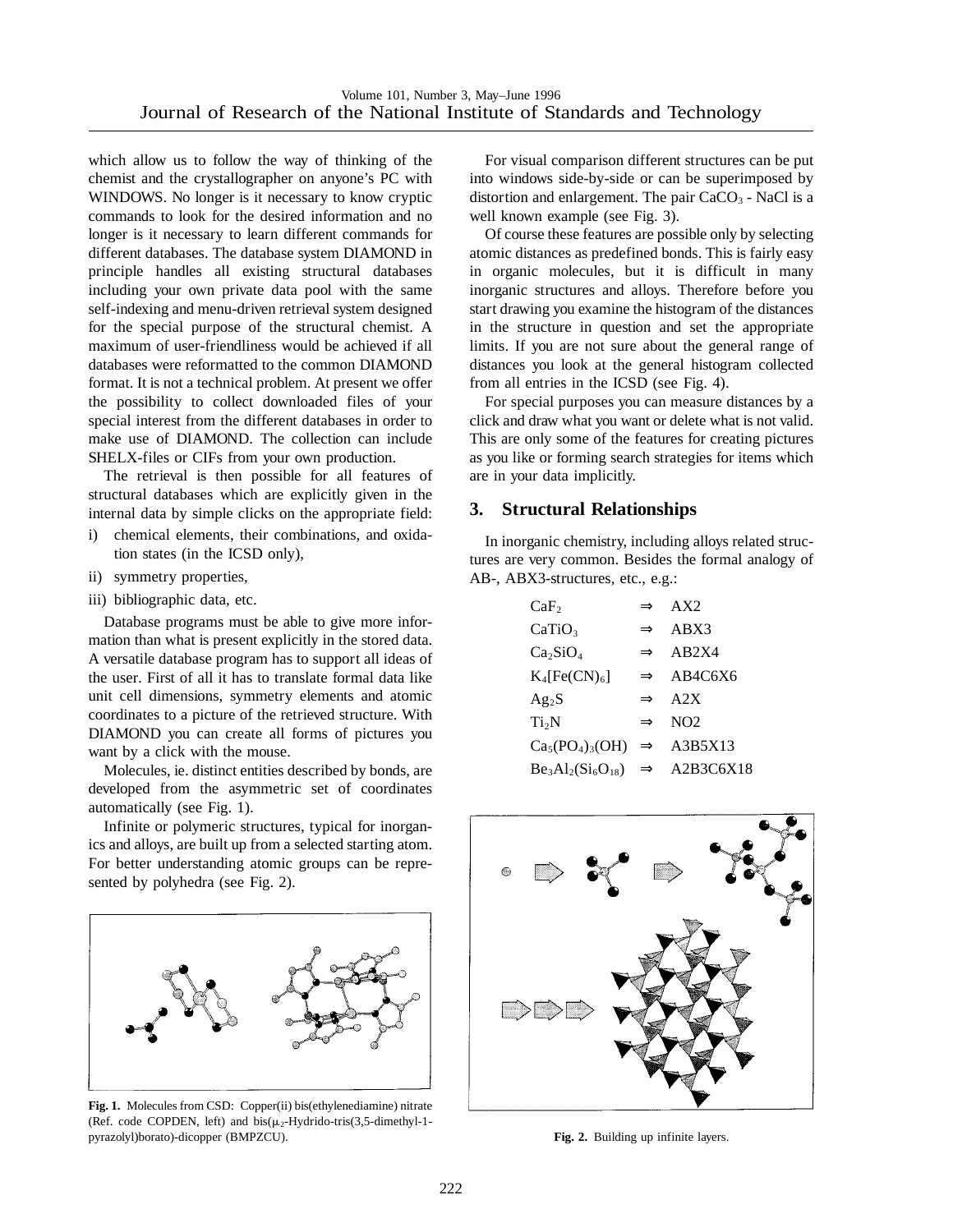which allow us to follow the way of thinking of the chemist and the crystallographer on anyone's PC with WINDOWS. No longer is it necessary to know cryptic commands to look for the desired information and no longer is it necessary to learn different commands for different databases. The database system DIAMOND in principle handles all existing structural databases including your own private data pool with the same self-indexing and menu-driven retrieval system designed for the special purpose of the structural chemist. A maximum of user-friendliness would be achieved if all databases were reformatted to the common DIAMOND format. It is not a technical problem. At present we offer the possibility to collect downloaded files of your special interest from the different databases in order to make use of DIAMOND. The collection can include SHELX-files or CIFs from your own production.

The retrieval is then possible for all features of structural databases which are explicitly given in the internal data by simple clicks on the appropriate field:

i) chemical elements, their combinations, and oxidation states (in the ICSD only),
ii) symmetry properties,
iii) bibliographic data, etc.

Database programs must be able to give more information than what is present explicitly in the stored data. A versatile database program has to support all ideas of the user. First of all it has to translate formal data like unit cell dimensions, symmetry elements and atomic coordinates to a picture of the retrieved structure. With DIAMOND you can create all forms of pictures you want by a click with the mouse.

Molecules, ie. distinct entities described by bonds, are developed from the asymmetric set of coordinates automatically (see Fig. 1).

Infinite or polymeric structures, typical for inorganics and alloys, are built up from a selected starting atom. For better understanding atomic groups can be represented by polyhedra (see Fig. 2).

**Fig. 1.** Molecules from CSD: Copper(ii) bis(ethylenediamine) nitrate (Ref. code COPDEN, left) and bis($\mu_2$-Hydrido-tris(3,5-dimethyl-1-pyrazolyl)borato)-dicopper (BMPZCU).

For visual comparison different structures can be put into windows side-by-side or can be superimposed by distortion and enlargement. The pair $CaCO_3$ - NaCl is a well known example (see Fig. 3).

Of course these features are possible only by selecting atomic distances as predefined bonds. This is fairly easy in organic molecules, but it is difficult in many inorganic structures and alloys. Therefore before you start drawing you examine the histogram of the distances in the structure in question and set the appropriate limits. If you are not sure about the general range of distances you look at the general histogram collected from all entries in the ICSD (see Fig. 4).

For special purposes you can measure distances by a click and draw what you want or delete what is not valid. This are only some of the features for creating pictures as you like or forming search strategies for items which are in your data implicitly.

## 3. Structural Relationships

In inorganic chemistry, including alloys related structures are very common. Besides the formal analogy of AB-, ABX3-structures, etc., e.g.:

| | | |
|---|---|---|
| $CaF_2$ | ⇒ | AX2 |
| $CaTiO_3$ | ⇒ | ABX3 |
| $Ca_2SiO_4$ | ⇒ | AB2X4 |
| $K_4[Fe(CN)_6]$ | ⇒ | AB4C6X6 |
| $Ag_2S$ | ⇒ | A2X |
| $Ti_2N$ | ⇒ | NO2 |
| $Ca_5(PO_4)_3(OH)$ | ⇒ | A3B5X13 |
| $Be_3Al_2(Si_6O_{18})$ | ⇒ | A2B3C6X18 |

**Fig. 2.** Building up infinite layers.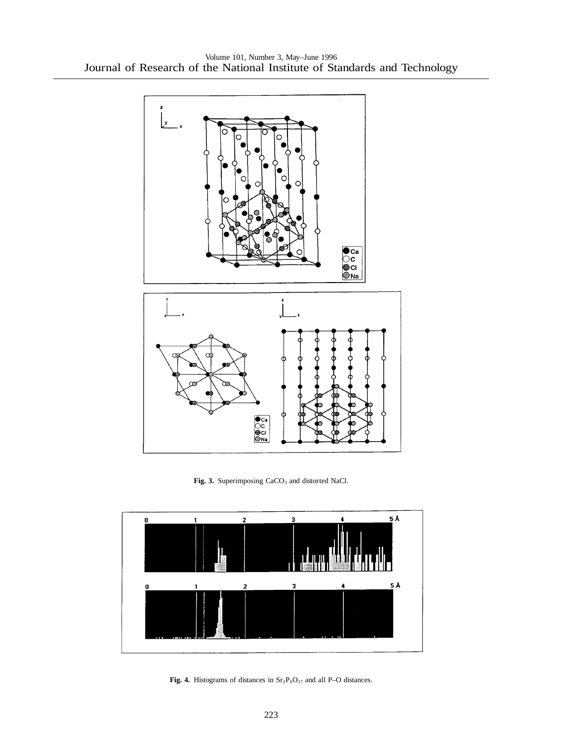Fig. 3. Superimposing $CaCO_3$ and distorted NaCl.

Fig. 4. Histograms of distances in $Sr_2P_6O_{17}$ and all P–O distances.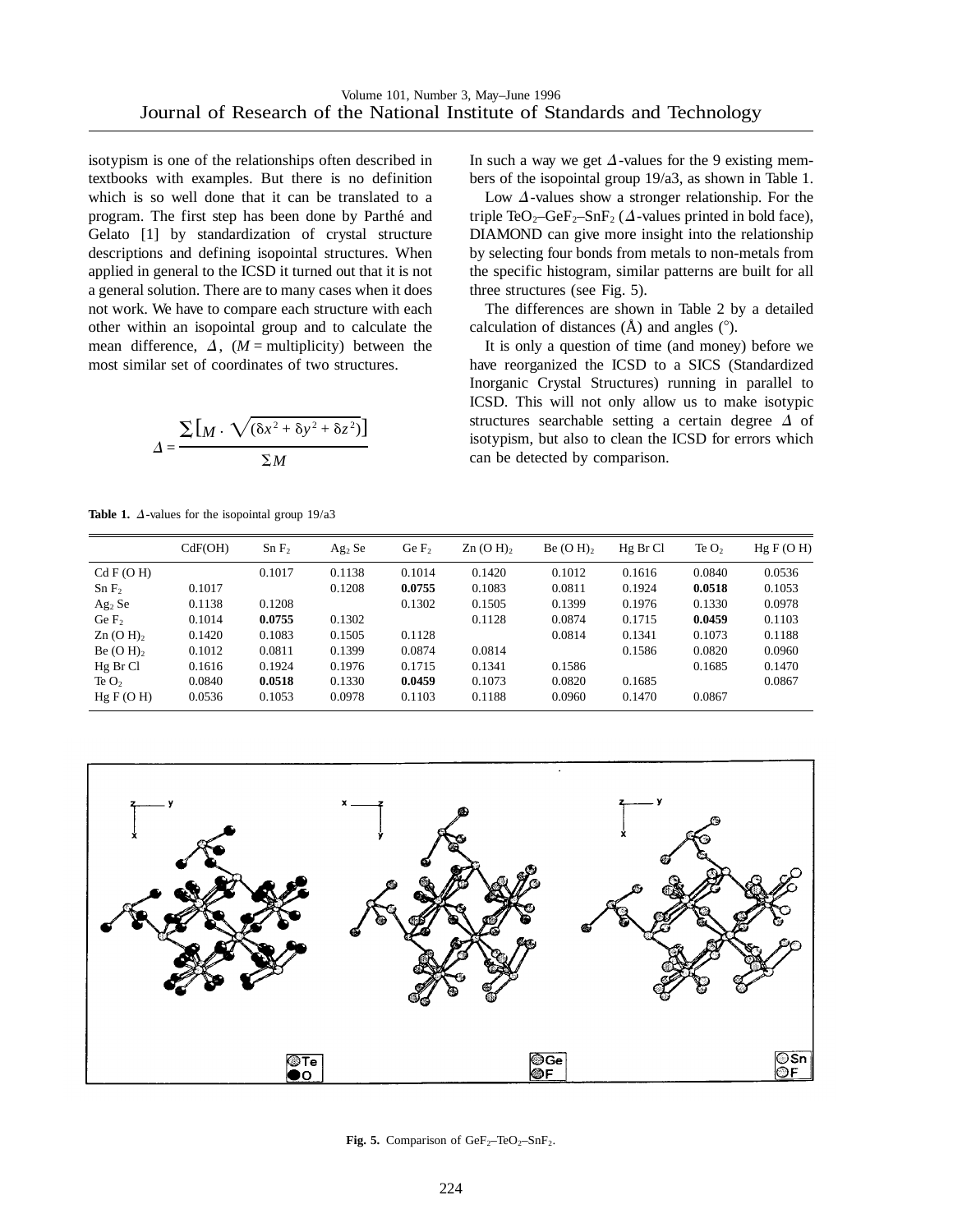isotypism is one of the relationships often described in textbooks with examples. But there is no definition which is so well done that it can be translated to a program. The first step has been done by Parthé and Gelato [1] by standardization of crystal structure descriptions and defining isopointal structures. When applied in general to the ICSD it turned out that it is not a general solution. There are to many cases when it does not work. We have to compare each structure with each other within an isopointal group and to calculate the mean difference, $\Delta$, ($M$ = multiplicity) between the most similar set of coordinates of two structures.

$$\Delta = \frac{\sum\left[M \cdot \sqrt{(\delta x^2 + \delta y^2 + \delta z^2)}\right]}{\Sigma M}$$

In such a way we get $\Delta$-values for the 9 existing members of the isopointal group 19/a3, as shown in Table 1.

Low $\Delta$-values show a stronger relationship. For the triple $TeO_2$–$GeF_2$–$SnF_2$ ($\Delta$-values printed in bold face), DIAMOND can give more insight into the relationship by selecting four bonds from metals to non-metals from the specific histogram, similar patterns are built for all three structures (see Fig. 5).

The differences are shown in Table 2 by a detailed calculation of distances (Å) and angles (°).

It is only a question of time (and money) before we have reorganized the ICSD to a SICS (Standardized Inorganic Crystal Structures) running in parallel to ICSD. This will not only allow us to make isotypic structures searchable setting a certain degree $\Delta$ of isotypism, but also to clean the ICSD for errors which can be detected by comparison.

**Table 1.** $\Delta$-values for the isopointal group 19/a3

| | CdF(OH) | $SnF_2$ | $Ag_2Se$ | $GeF_2$ | $Zn(OH)_2$ | $Be(OH)_2$ | HgBrCl | $TeO_2$ | HgF(OH) |
|---|---|---|---|---|---|---|---|---|---|
| CdF(OH) | | 0.1017 | 0.1138 | 0.1014 | 0.1420 | 0.1012 | 0.1616 | 0.0840 | 0.0536 |
| $SnF_2$ | 0.1017 | | 0.1208 | **0.0755** | 0.1083 | 0.0811 | 0.1924 | **0.0518** | 0.1053 |
| $Ag_2Se$ | 0.1138 | 0.1208 | | 0.1302 | 0.1505 | 0.1399 | 0.1976 | 0.1330 | 0.0978 |
| $GeF_2$ | 0.1014 | **0.0755** | 0.1302 | | 0.1128 | 0.0874 | 0.1715 | **0.0459** | 0.1103 |
| $Zn(OH)_2$ | 0.1420 | 0.1083 | 0.1505 | 0.1128 | | 0.0814 | 0.1341 | 0.1073 | 0.1188 |
| $Be(OH)_2$ | 0.1012 | 0.0811 | 0.1399 | 0.0874 | 0.0814 | | 0.1586 | 0.0820 | 0.0960 |
| HgBrCl | 0.1616 | 0.1924 | 0.1976 | 0.1715 | 0.1341 | 0.1586 | | 0.1685 | 0.1470 |
| $TeO_2$ | 0.0840 | **0.0518** | 0.1330 | **0.0459** | 0.1073 | 0.0820 | 0.1685 | | 0.0867 |
| HgF(OH) | 0.0536 | 0.1053 | 0.0978 | 0.1103 | 0.1188 | 0.0960 | 0.1470 | 0.0867 | |

**Fig. 5.** Comparison of $GeF_2$–$TeO_2$–$SnF_2$.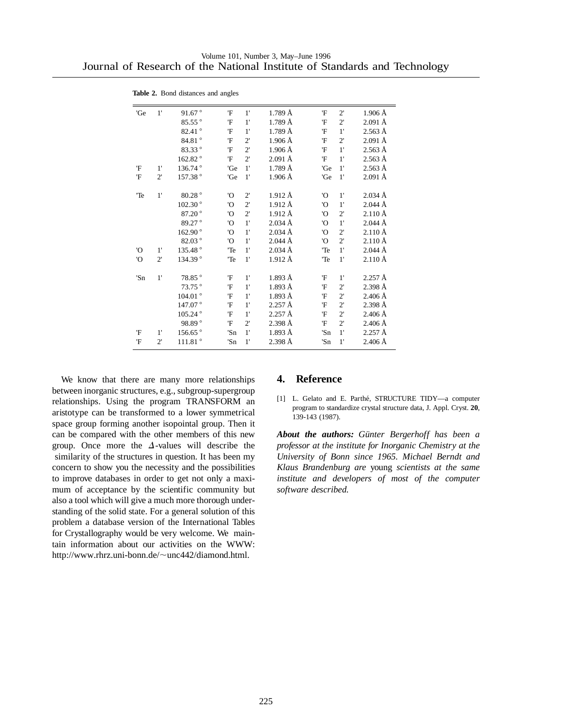**Table 2.** Bond distances and angles

| | | | | | | | | |
|---|---|---|---|---|---|---|---|---|
| 'Ge | 1' | 91.67 ° | 'F | 1' | 1.789 Å | 'F | 2' | 1.906 Å |
| | | 85.55 ° | 'F | 1' | 1.789 Å | 'F | 2' | 2.091 Å |
| | | 82.41 ° | 'F | 1' | 1.789 Å | 'F | 1' | 2.563 Å |
| | | 84.81 ° | 'F | 2' | 1.906 Å | 'F | 2' | 2.091 Å |
| | | 83.33 ° | 'F | 2' | 1.906 Å | 'F | 1' | 2.563 Å |
| | | 162.82 ° | 'F | 2' | 2.091 Å | 'F | 1' | 2.563 Å |
| 'F | 1' | 136.74 ° | 'Ge | 1' | 1.789 Å | 'Ge | 1' | 2.563 Å |
| 'F | 2' | 157.38 ° | 'Ge | 1' | 1.906 Å | 'Ge | 1' | 2.091 Å |
| 'Te | 1' | 80.28 ° | 'O | 2' | 1.912 Å | 'O | 1' | 2.034 Å |
| | | 102.30 ° | 'O | 2' | 1.912 Å | 'O | 1' | 2.044 Å |
| | | 87.20 ° | 'O | 2' | 1.912 Å | 'O | 2' | 2.110 Å |
| | | 89.27 ° | 'O | 1' | 2.034 Å | 'O | 1' | 2.044 Å |
| | | 162.90 ° | 'O | 1' | 2.034 Å | 'O | 2' | 2.110 Å |
| | | 82.03 ° | 'O | 1' | 2.044 Å | 'O | 2' | 2.110 Å |
| 'O | 1' | 135.48 ° | 'Te | 1' | 2.034 Å | 'Te | 1' | 2.044 Å |
| 'O | 2' | 134.39 ° | 'Te | 1' | 1.912 Å | 'Te | 1' | 2.110 Å |
| 'Sn | 1' | 78.85 ° | 'F | 1' | 1.893 Å | 'F | 1' | 2.257 Å |
| | | 73.75 ° | 'F | 1' | 1.893 Å | 'F | 2' | 2.398 Å |
| | | 104.01 ° | 'F | 1' | 1.893 Å | 'F | 2' | 2.406 Å |
| | | 147.07 ° | 'F | 1' | 2.257 Å | 'F | 2' | 2.398 Å |
| | | 105.24 ° | 'F | 1' | 2.257 Å | 'F | 2' | 2.406 Å |
| | | 98.89 ° | 'F | 2' | 2.398 Å | 'F | 2' | 2.406 Å |
| 'F | 1' | 156.65 ° | 'Sn | 1' | 1.893 Å | 'Sn | 1' | 2.257 Å |
| 'F | 2' | 111.81 ° | 'Sn | 1' | 2.398 Å | 'Sn | 1' | 2.406 Å |

We know that there are many more relationships between inorganic structures, e.g., subgroup-supergroup relationships. Using the program TRANSFORM an aristotype can be transformed to a lower symmetrical space group forming another isopointal group. Then it can be compared with the other members of this new group. Once more the $\Delta$-values will describe the similarity of the structures in question. It has been my concern to show you the necessity and the possibilities to improve databases in order to get not only a maximum of acceptance by the scientific community but also a tool which will give a much more thorough understanding of the solid state. For a general solution of this problem a database version of the International Tables for Crystallography would be very welcome. We maintain information about our activities on the WWW: http://www.rhrz.uni-bonn.de/~unc442/diamond.html.

## 4. Reference

[1] L. Gelato and E. Parthé, STRUCTURE TIDY—a computer program to standardize crystal structure data, J. Appl. Cryst. **20**, 139-143 (1987).

***About the authors:*** *Günter Bergerhoff has been a professor at the institute for Inorganic Chemistry at the University of Bonn since 1965. Michael Berndt and Klaus Brandenburg are* young *scientists at the same institute and developers of most of the computer software described.*